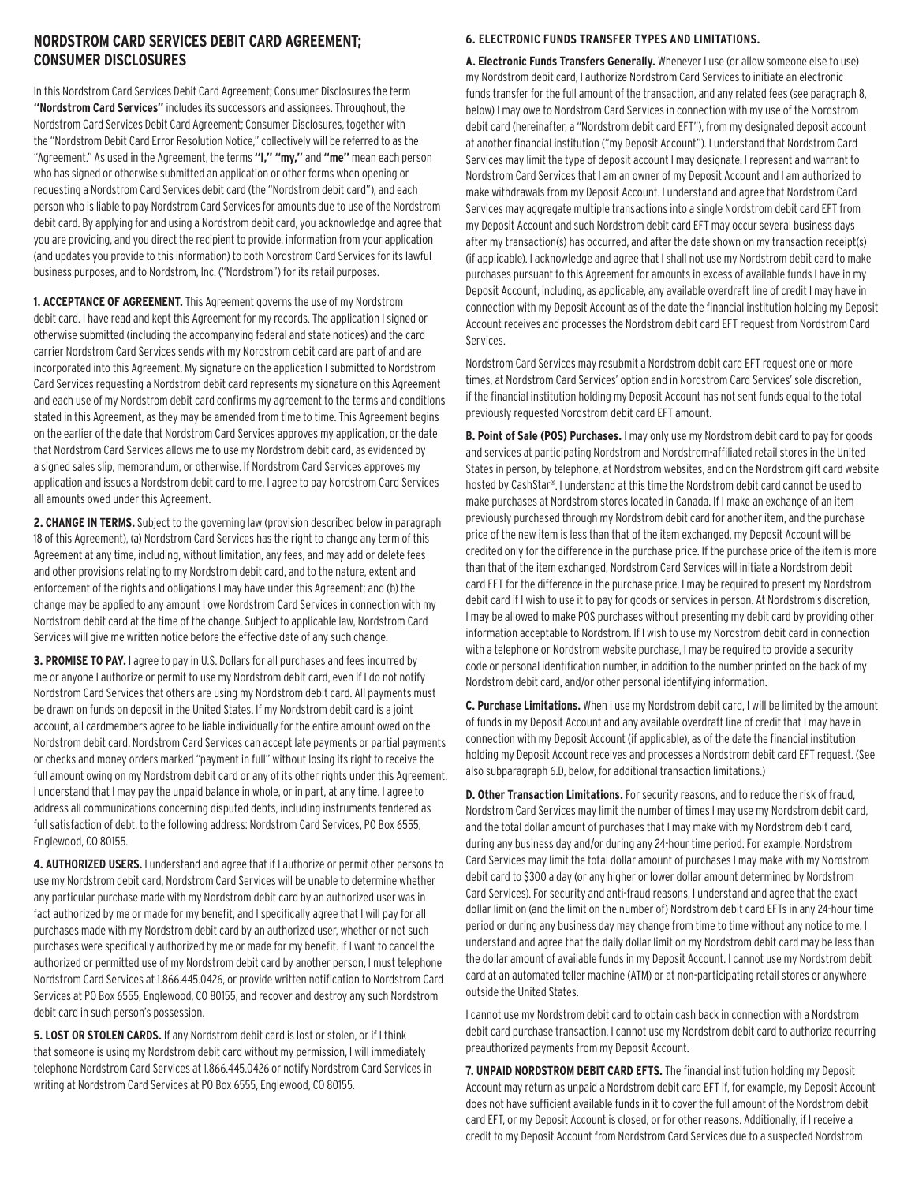## NORDSTROM CARD SERVICES DEBIT CARD AGREEMENT; CONSUMER DISCLOSURES

In this Nordstrom Card Services Debit Card Agreement; Consumer Disclosures the term **"Nordstrom Card Services"** includes its successors and assignees. Throughout, the Nordstrom Card Services Debit Card Agreement; Consumer Disclosures, together with the "Nordstrom Debit Card Error Resolution Notice," collectively will be referred to as the "Agreement." As used in the Agreement, the terms **"I," "my,"** and **"me"** mean each person who has signed or otherwise submitted an application or other forms when opening or requesting a Nordstrom Card Services debit card (the "Nordstrom debit card"), and each person who is liable to pay Nordstrom Card Services for amounts due to use of the Nordstrom debit card. By applying for and using a Nordstrom debit card, you acknowledge and agree that you are providing, and you direct the recipient to provide, information from your application (and updates you provide to this information) to both Nordstrom Card Services for its lawful business purposes, and to Nordstrom, Inc. ("Nordstrom") for its retail purposes.

**1. ACCEPTANCE OF AGREEMENT.** This Agreement governs the use of my Nordstrom debit card. I have read and kept this Agreement for my records. The application I signed or otherwise submitted (including the accompanying federal and state notices) and the card carrier Nordstrom Card Services sends with my Nordstrom debit card are part of and are incorporated into this Agreement. My signature on the application I submitted to Nordstrom Card Services requesting a Nordstrom debit card represents my signature on this Agreement and each use of my Nordstrom debit card confirms my agreement to the terms and conditions stated in this Agreement, as they may be amended from time to time. This Agreement begins on the earlier of the date that Nordstrom Card Services approves my application, or the date that Nordstrom Card Services allows me to use my Nordstrom debit card, as evidenced by a signed sales slip, memorandum, or otherwise. If Nordstrom Card Services approves my application and issues a Nordstrom debit card to me, I agree to pay Nordstrom Card Services all amounts owed under this Agreement.

**2. CHANGE IN TERMS.** Subject to the governing law (provision described below in paragraph 18 of this Agreement), (a) Nordstrom Card Services has the right to change any term of this Agreement at any time, including, without limitation, any fees, and may add or delete fees and other provisions relating to my Nordstrom debit card, and to the nature, extent and enforcement of the rights and obligations I may have under this Agreement; and (b) the change may be applied to any amount I owe Nordstrom Card Services in connection with my Nordstrom debit card at the time of the change. Subject to applicable law, Nordstrom Card Services will give me written notice before the effective date of any such change.

**3. PROMISE TO PAY.** I agree to pay in U.S. Dollars for all purchases and fees incurred by me or anyone I authorize or permit to use my Nordstrom debit card, even if I do not notify Nordstrom Card Services that others are using my Nordstrom debit card. All payments must be drawn on funds on deposit in the United States. If my Nordstrom debit card is a joint account, all cardmembers agree to be liable individually for the entire amount owed on the Nordstrom debit card. Nordstrom Card Services can accept late payments or partial payments or checks and money orders marked "payment in full" without losing its right to receive the full amount owing on my Nordstrom debit card or any of its other rights under this Agreement. I understand that I may pay the unpaid balance in whole, or in part, at any time. I agree to address all communications concerning disputed debts, including instruments tendered as full satisfaction of debt, to the following address: Nordstrom Card Services, PO Box 6555, Englewood, CO 80155.

**4. AUTHORIZED USERS.** I understand and agree that if I authorize or permit other persons to use my Nordstrom debit card, Nordstrom Card Services will be unable to determine whether any particular purchase made with my Nordstrom debit card by an authorized user was in fact authorized by me or made for my benefit, and I specifically agree that I will pay for all purchases made with my Nordstrom debit card by an authorized user, whether or not such purchases were specifically authorized by me or made for my benefit. If I want to cancel the authorized or permitted use of my Nordstrom debit card by another person, I must telephone Nordstrom Card Services at 1.866.445.0426, or provide written notification to Nordstrom Card Services at PO Box 6555, Englewood, CO 80155, and recover and destroy any such Nordstrom debit card in such person's possession.

**5. LOST OR STOLEN CARDS.** If any Nordstrom debit card is lost or stolen, or if I think that someone is using my Nordstrom debit card without my permission, I will immediately telephone Nordstrom Card Services at 1.866.445.0426 or notify Nordstrom Card Services in writing at Nordstrom Card Services at PO Box 6555, Englewood, CO 80155.

**6. ELECTRONIC FUNDS TRANSFER TYPES AND LIMITATIONS.**

**A. Electronic Funds Transfers Generally.** Whenever I use (or allow someone else to use) my Nordstrom debit card, I authorize Nordstrom Card Services to initiate an electronic funds transfer for the full amount of the transaction, and any related fees (see paragraph 8, below) I may owe to Nordstrom Card Services in connection with my use of the Nordstrom debit card (hereinafter, a "Nordstrom debit card EFT"), from my designated deposit account at another financial institution ("my Deposit Account"). I understand that Nordstrom Card Services may limit the type of deposit account I may designate. I represent and warrant to Nordstrom Card Services that I am an owner of my Deposit Account and I am authorized to make withdrawals from my Deposit Account. I understand and agree that Nordstrom Card Services may aggregate multiple transactions into a single Nordstrom debit card EFT from my Deposit Account and such Nordstrom debit card EFT may occur several business days after my transaction(s) has occurred, and after the date shown on my transaction receipt(s) (if applicable). I acknowledge and agree that I shall not use my Nordstrom debit card to make purchases pursuant to this Agreement for amounts in excess of available funds I have in my Deposit Account, including, as applicable, any available overdraft line of credit I may have in connection with my Deposit Account as of the date the financial institution holding my Deposit Account receives and processes the Nordstrom debit card EFT request from Nordstrom Card Services.

Nordstrom Card Services may resubmit a Nordstrom debit card EFT request one or more times, at Nordstrom Card Services' option and in Nordstrom Card Services' sole discretion, if the financial institution holding my Deposit Account has not sent funds equal to the total previously requested Nordstrom debit card EFT amount.

**B. Point of Sale (POS) Purchases.** I may only use my Nordstrom debit card to pay for goods and services at participating Nordstrom and Nordstrom-affiliated retail stores in the United States in person, by telephone, at Nordstrom websites, and on the Nordstrom gift card website hosted by CashStar®. I understand at this time the Nordstrom debit card cannot be used to make purchases at Nordstrom stores located in Canada. If I make an exchange of an item previously purchased through my Nordstrom debit card for another item, and the purchase price of the new item is less than that of the item exchanged, my Deposit Account will be credited only for the difference in the purchase price. If the purchase price of the item is more than that of the item exchanged, Nordstrom Card Services will initiate a Nordstrom debit card EFT for the difference in the purchase price. I may be required to present my Nordstrom debit card if I wish to use it to pay for goods or services in person. At Nordstrom's discretion, I may be allowed to make POS purchases without presenting my debit card by providing other information acceptable to Nordstrom. If I wish to use my Nordstrom debit card in connection with a telephone or Nordstrom website purchase, I may be required to provide a security code or personal identification number, in addition to the number printed on the back of my Nordstrom debit card, and/or other personal identifying information.

**C. Purchase Limitations.** When I use my Nordstrom debit card, I will be limited by the amount of funds in my Deposit Account and any available overdraft line of credit that I may have in connection with my Deposit Account (if applicable), as of the date the financial institution holding my Deposit Account receives and processes a Nordstrom debit card EFT request. (See also subparagraph 6.D, below, for additional transaction limitations.)

**D. Other Transaction Limitations.** For security reasons, and to reduce the risk of fraud, Nordstrom Card Services may limit the number of times I may use my Nordstrom debit card, and the total dollar amount of purchases that I may make with my Nordstrom debit card, during any business day and/or during any 24-hour time period. For example, Nordstrom Card Services may limit the total dollar amount of purchases I may make with my Nordstrom debit card to $300 a day (or any higher or lower dollar amount determined by Nordstrom Card Services). For security and anti-fraud reasons, I understand and agree that the exact dollar limit on (and the limit on the number of) Nordstrom debit card EFTs in any 24-hour time period or during any business day may change from time to time without any notice to me. I understand and agree that the daily dollar limit on my Nordstrom debit card may be less than the dollar amount of available funds in my Deposit Account. I cannot use my Nordstrom debit card at an automated teller machine (ATM) or at non-participating retail stores or anywhere outside the United States.

I cannot use my Nordstrom debit card to obtain cash back in connection with a Nordstrom debit card purchase transaction. I cannot use my Nordstrom debit card to authorize recurring preauthorized payments from my Deposit Account.

**7. UNPAID NORDSTROM DEBIT CARD EFTS.** The financial institution holding my Deposit Account may return as unpaid a Nordstrom debit card EFT if, for example, my Deposit Account does not have sufficient available funds in it to cover the full amount of the Nordstrom debit card EFT, or my Deposit Account is closed, or for other reasons. Additionally, if I receive a credit to my Deposit Account from Nordstrom Card Services due to a suspected Nordstrom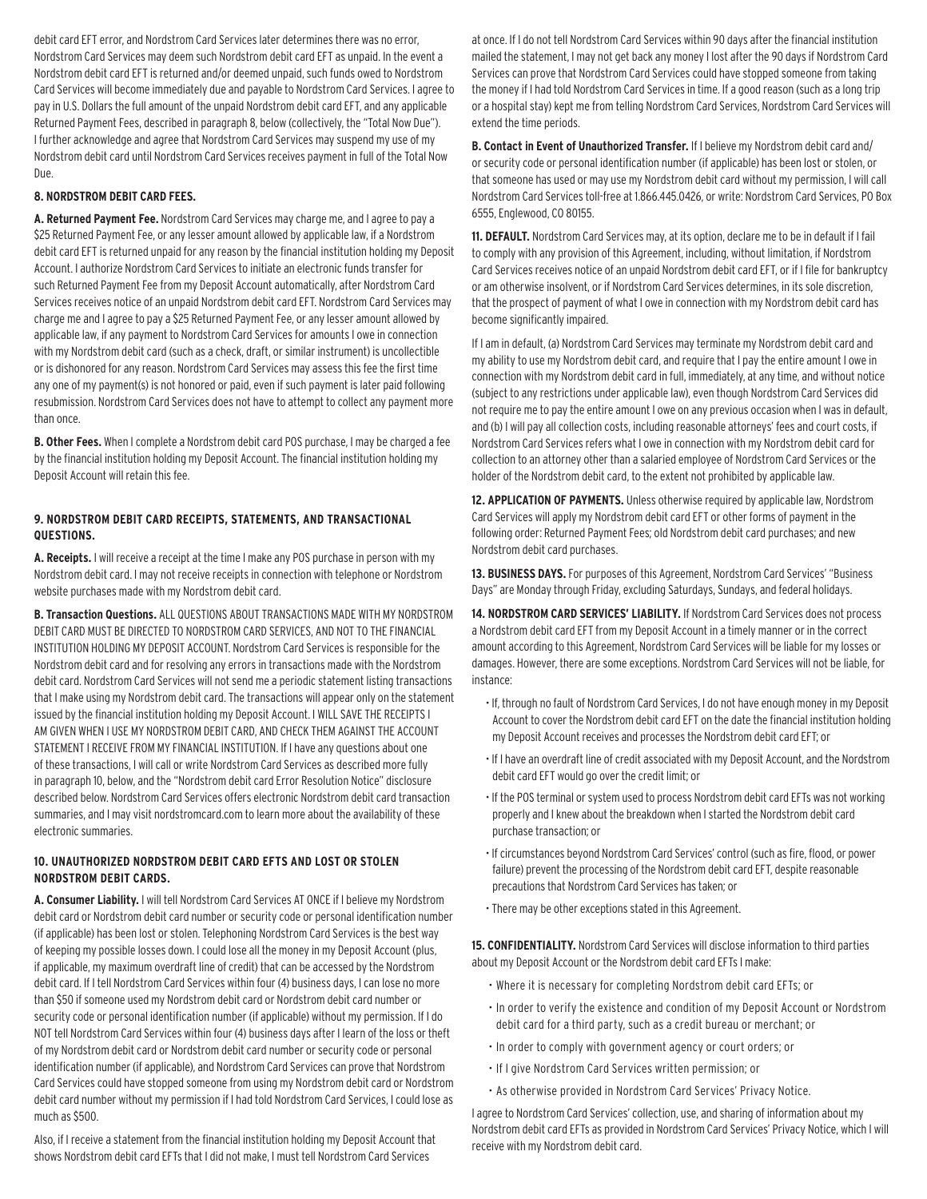debit card EFT error, and Nordstrom Card Services later determines there was no error, Nordstrom Card Services may deem such Nordstrom debit card EFT as unpaid. In the event a Nordstrom debit card EFT is returned and/or deemed unpaid, such funds owed to Nordstrom Card Services will become immediately due and payable to Nordstrom Card Services. I agree to pay in U.S. Dollars the full amount of the unpaid Nordstrom debit card EFT, and any applicable Returned Payment Fees, described in paragraph 8, below (collectively, the "Total Now Due"). I further acknowledge and agree that Nordstrom Card Services may suspend my use of my Nordstrom debit card until Nordstrom Card Services receives payment in full of the Total Now Due.

**8. NORDSTROM DEBIT CARD FEES.**

**A. Returned Payment Fee.** Nordstrom Card Services may charge me, and I agree to pay a $25 Returned Payment Fee, or any lesser amount allowed by applicable law, if a Nordstrom debit card EFT is returned unpaid for any reason by the financial institution holding my Deposit Account. I authorize Nordstrom Card Services to initiate an electronic funds transfer for such Returned Payment Fee from my Deposit Account automatically, after Nordstrom Card Services receives notice of an unpaid Nordstrom debit card EFT. Nordstrom Card Services may charge me and I agree to pay a $25 Returned Payment Fee, or any lesser amount allowed by applicable law, if any payment to Nordstrom Card Services for amounts I owe in connection with my Nordstrom debit card (such as a check, draft, or similar instrument) is uncollectible or is dishonored for any reason. Nordstrom Card Services may assess this fee the first time any one of my payment(s) is not honored or paid, even if such payment is later paid following resubmission. Nordstrom Card Services does not have to attempt to collect any payment more than once.

**B. Other Fees.** When I complete a Nordstrom debit card POS purchase, I may be charged a fee by the financial institution holding my Deposit Account. The financial institution holding my Deposit Account will retain this fee.

**9. NORDSTROM DEBIT CARD RECEIPTS, STATEMENTS, AND TRANSACTIONAL QUESTIONS.**

**A. Receipts.** I will receive a receipt at the time I make any POS purchase in person with my Nordstrom debit card. I may not receive receipts in connection with telephone or Nordstrom website purchases made with my Nordstrom debit card.

**B. Transaction Questions.** ALL QUESTIONS ABOUT TRANSACTIONS MADE WITH MY NORDSTROM DEBIT CARD MUST BE DIRECTED TO NORDSTROM CARD SERVICES, AND NOT TO THE FINANCIAL INSTITUTION HOLDING MY DEPOSIT ACCOUNT. Nordstrom Card Services is responsible for the Nordstrom debit card and for resolving any errors in transactions made with the Nordstrom debit card. Nordstrom Card Services will not send me a periodic statement listing transactions that I make using my Nordstrom debit card. The transactions will appear only on the statement issued by the financial institution holding my Deposit Account. I WILL SAVE THE RECEIPTS I AM GIVEN WHEN I USE MY NORDSTROM DEBIT CARD, AND CHECK THEM AGAINST THE ACCOUNT STATEMENT I RECEIVE FROM MY FINANCIAL INSTITUTION. If I have any questions about one of these transactions, I will call or write Nordstrom Card Services as described more fully in paragraph 10, below, and the "Nordstrom debit card Error Resolution Notice" disclosure described below. Nordstrom Card Services offers electronic Nordstrom debit card transaction summaries, and I may visit nordstromcard.com to learn more about the availability of these electronic summaries.

**10. UNAUTHORIZED NORDSTROM DEBIT CARD EFTS AND LOST OR STOLEN NORDSTROM DEBIT CARDS.**

**A. Consumer Liability.** I will tell Nordstrom Card Services AT ONCE if I believe my Nordstrom debit card or Nordstrom debit card number or security code or personal identification number (if applicable) has been lost or stolen. Telephoning Nordstrom Card Services is the best way of keeping my possible losses down. I could lose all the money in my Deposit Account (plus, if applicable, my maximum overdraft line of credit) that can be accessed by the Nordstrom debit card. If I tell Nordstrom Card Services within four (4) business days, I can lose no more than $50 if someone used my Nordstrom debit card or Nordstrom debit card number or security code or personal identification number (if applicable) without my permission. If I do NOT tell Nordstrom Card Services within four (4) business days after I learn of the loss or theft of my Nordstrom debit card or Nordstrom debit card number or security code or personal identification number (if applicable), and Nordstrom Card Services can prove that Nordstrom Card Services could have stopped someone from using my Nordstrom debit card or Nordstrom debit card number without my permission if I had told Nordstrom Card Services, I could lose as much as $500.

Also, if I receive a statement from the financial institution holding my Deposit Account that shows Nordstrom debit card EFTs that I did not make, I must tell Nordstrom Card Services at once. If I do not tell Nordstrom Card Services within 90 days after the financial institution mailed the statement, I may not get back any money I lost after the 90 days if Nordstrom Card Services can prove that Nordstrom Card Services could have stopped someone from taking the money if I had told Nordstrom Card Services in time. If a good reason (such as a long trip or a hospital stay) kept me from telling Nordstrom Card Services, Nordstrom Card Services will extend the time periods.

**B. Contact in Event of Unauthorized Transfer.** If I believe my Nordstrom debit card and/or security code or personal identification number (if applicable) has been lost or stolen, or that someone has used or may use my Nordstrom debit card without my permission, I will call Nordstrom Card Services toll-free at 1.866.445.0426, or write: Nordstrom Card Services, PO Box 6555, Englewood, CO 80155.

**11. DEFAULT.** Nordstrom Card Services may, at its option, declare me to be in default if I fail to comply with any provision of this Agreement, including, without limitation, if Nordstrom Card Services receives notice of an unpaid Nordstrom debit card EFT, or if I file for bankruptcy or am otherwise insolvent, or if Nordstrom Card Services determines, in its sole discretion, that the prospect of payment of what I owe in connection with my Nordstrom debit card has become significantly impaired.

If I am in default, (a) Nordstrom Card Services may terminate my Nordstrom debit card and my ability to use my Nordstrom debit card, and require that I pay the entire amount I owe in connection with my Nordstrom debit card in full, immediately, at any time, and without notice (subject to any restrictions under applicable law), even though Nordstrom Card Services did not require me to pay the entire amount I owe on any previous occasion when I was in default, and (b) I will pay all collection costs, including reasonable attorneys' fees and court costs, if Nordstrom Card Services refers what I owe in connection with my Nordstrom debit card for collection to an attorney other than a salaried employee of Nordstrom Card Services or the holder of the Nordstrom debit card, to the extent not prohibited by applicable law.

**12. APPLICATION OF PAYMENTS.** Unless otherwise required by applicable law, Nordstrom Card Services will apply my Nordstrom debit card EFT or other forms of payment in the following order: Returned Payment Fees; old Nordstrom debit card purchases; and new Nordstrom debit card purchases.

**13. BUSINESS DAYS.** For purposes of this Agreement, Nordstrom Card Services' "Business Days" are Monday through Friday, excluding Saturdays, Sundays, and federal holidays.

**14. NORDSTROM CARD SERVICES' LIABILITY.** If Nordstrom Card Services does not process a Nordstrom debit card EFT from my Deposit Account in a timely manner or in the correct amount according to this Agreement, Nordstrom Card Services will be liable for my losses or damages. However, there are some exceptions. Nordstrom Card Services will not be liable, for instance:

- If, through no fault of Nordstrom Card Services, I do not have enough money in my Deposit Account to cover the Nordstrom debit card EFT on the date the financial institution holding my Deposit Account receives and processes the Nordstrom debit card EFT; or
- If I have an overdraft line of credit associated with my Deposit Account, and the Nordstrom debit card EFT would go over the credit limit; or
- If the POS terminal or system used to process Nordstrom debit card EFTs was not working properly and I knew about the breakdown when I started the Nordstrom debit card purchase transaction; or
- If circumstances beyond Nordstrom Card Services' control (such as fire, flood, or power failure) prevent the processing of the Nordstrom debit card EFT, despite reasonable precautions that Nordstrom Card Services has taken; or
- There may be other exceptions stated in this Agreement.

**15. CONFIDENTIALITY.** Nordstrom Card Services will disclose information to third parties about my Deposit Account or the Nordstrom debit card EFTs I make:

- Where it is necessary for completing Nordstrom debit card EFTs; or
- In order to verify the existence and condition of my Deposit Account or Nordstrom debit card for a third party, such as a credit bureau or merchant; or
- In order to comply with government agency or court orders; or
- If I give Nordstrom Card Services written permission; or
- As otherwise provided in Nordstrom Card Services' Privacy Notice.

I agree to Nordstrom Card Services' collection, use, and sharing of information about my Nordstrom debit card EFTs as provided in Nordstrom Card Services' Privacy Notice, which I will receive with my Nordstrom debit card.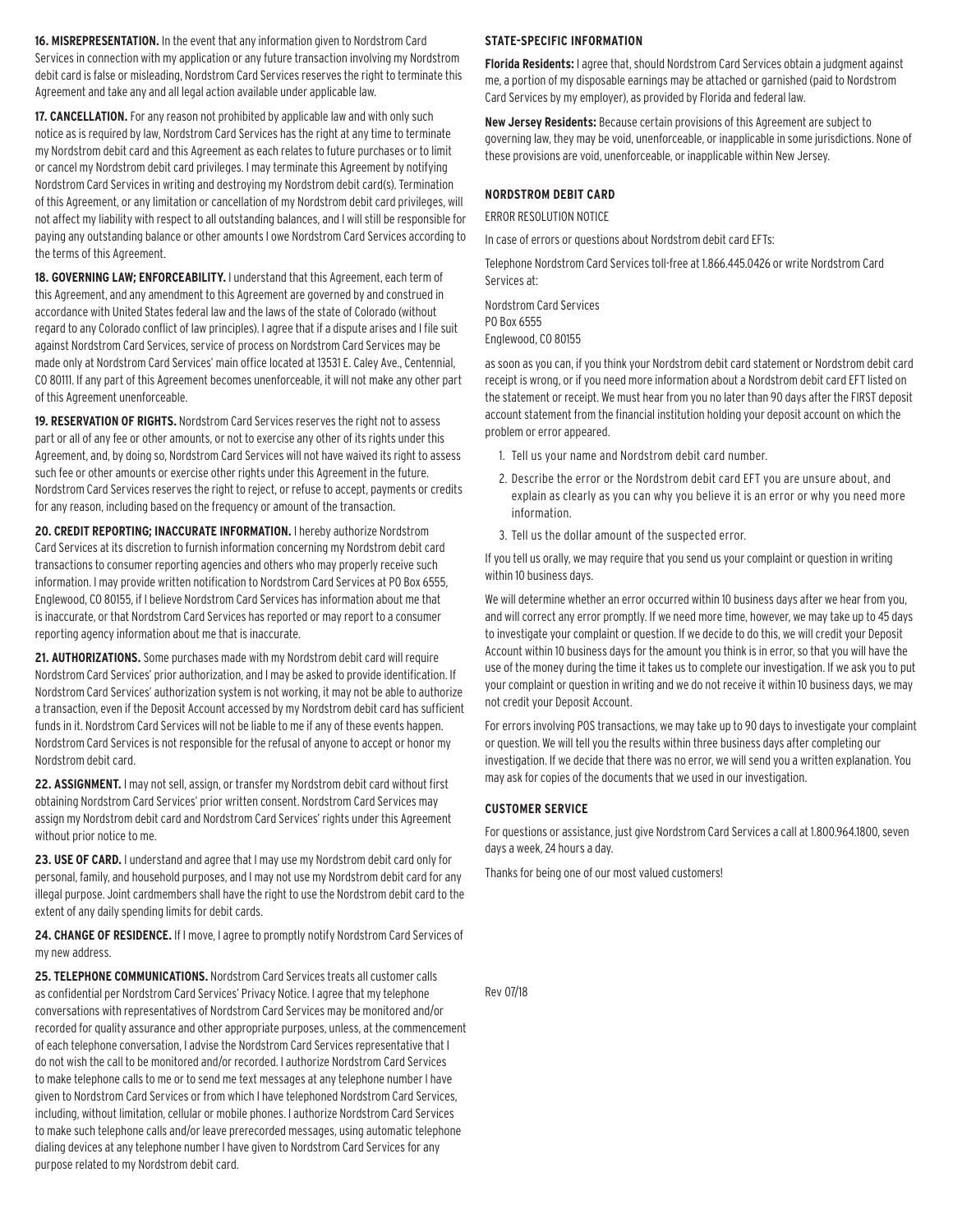**16. MISREPRESENTATION.** In the event that any information given to Nordstrom Card Services in connection with my application or any future transaction involving my Nordstrom debit card is false or misleading, Nordstrom Card Services reserves the right to terminate this Agreement and take any and all legal action available under applicable law.

**17. CANCELLATION.** For any reason not prohibited by applicable law and with only such notice as is required by law, Nordstrom Card Services has the right at any time to terminate my Nordstrom debit card and this Agreement as each relates to future purchases or to limit or cancel my Nordstrom debit card privileges. I may terminate this Agreement by notifying Nordstrom Card Services in writing and destroying my Nordstrom debit card(s). Termination of this Agreement, or any limitation or cancellation of my Nordstrom debit card privileges, will not affect my liability with respect to all outstanding balances, and I will still be responsible for paying any outstanding balance or other amounts I owe Nordstrom Card Services according to the terms of this Agreement.

**18. GOVERNING LAW; ENFORCEABILITY.** I understand that this Agreement, each term of this Agreement, and any amendment to this Agreement are governed by and construed in accordance with United States federal law and the laws of the state of Colorado (without regard to any Colorado conflict of law principles). I agree that if a dispute arises and I file suit against Nordstrom Card Services, service of process on Nordstrom Card Services may be made only at Nordstrom Card Services' main office located at 13531 E. Caley Ave., Centennial, CO 80111. If any part of this Agreement becomes unenforceable, it will not make any other part of this Agreement unenforceable.

**19. RESERVATION OF RIGHTS.** Nordstrom Card Services reserves the right not to assess part or all of any fee or other amounts, or not to exercise any other of its rights under this Agreement, and, by doing so, Nordstrom Card Services will not have waived its right to assess such fee or other amounts or exercise other rights under this Agreement in the future. Nordstrom Card Services reserves the right to reject, or refuse to accept, payments or credits for any reason, including based on the frequency or amount of the transaction.

**20. CREDIT REPORTING; INACCURATE INFORMATION.** I hereby authorize Nordstrom Card Services at its discretion to furnish information concerning my Nordstrom debit card transactions to consumer reporting agencies and others who may properly receive such information. I may provide written notification to Nordstrom Card Services at PO Box 6555, Englewood, CO 80155, if I believe Nordstrom Card Services has information about me that is inaccurate, or that Nordstrom Card Services has reported or may report to a consumer reporting agency information about me that is inaccurate.

**21. AUTHORIZATIONS.** Some purchases made with my Nordstrom debit card will require Nordstrom Card Services' prior authorization, and I may be asked to provide identification. If Nordstrom Card Services' authorization system is not working, it may not be able to authorize a transaction, even if the Deposit Account accessed by my Nordstrom debit card has sufficient funds in it. Nordstrom Card Services will not be liable to me if any of these events happen. Nordstrom Card Services is not responsible for the refusal of anyone to accept or honor my Nordstrom debit card.

**22. ASSIGNMENT.** I may not sell, assign, or transfer my Nordstrom debit card without first obtaining Nordstrom Card Services' prior written consent. Nordstrom Card Services may assign my Nordstrom debit card and Nordstrom Card Services' rights under this Agreement without prior notice to me.

**23. USE OF CARD.** I understand and agree that I may use my Nordstrom debit card only for personal, family, and household purposes, and I may not use my Nordstrom debit card for any illegal purpose. Joint cardmembers shall have the right to use the Nordstrom debit card to the extent of any daily spending limits for debit cards.

**24. CHANGE OF RESIDENCE.** If I move, I agree to promptly notify Nordstrom Card Services of my new address.

**25. TELEPHONE COMMUNICATIONS.** Nordstrom Card Services treats all customer calls as confidential per Nordstrom Card Services' Privacy Notice. I agree that my telephone conversations with representatives of Nordstrom Card Services may be monitored and/or recorded for quality assurance and other appropriate purposes, unless, at the commencement of each telephone conversation, I advise the Nordstrom Card Services representative that I do not wish the call to be monitored and/or recorded. I authorize Nordstrom Card Services to make telephone calls to me or to send me text messages at any telephone number I have given to Nordstrom Card Services or from which I have telephoned Nordstrom Card Services, including, without limitation, cellular or mobile phones. I authorize Nordstrom Card Services to make such telephone calls and/or leave prerecorded messages, using automatic telephone dialing devices at any telephone number I have given to Nordstrom Card Services for any purpose related to my Nordstrom debit card.

## STATE-SPECIFIC INFORMATION

**Florida Residents:** I agree that, should Nordstrom Card Services obtain a judgment against me, a portion of my disposable earnings may be attached or garnished (paid to Nordstrom Card Services by my employer), as provided by Florida and federal law.

**New Jersey Residents:** Because certain provisions of this Agreement are subject to governing law, they may be void, unenforceable, or inapplicable in some jurisdictions. None of these provisions are void, unenforceable, or inapplicable within New Jersey.

## NORDSTROM DEBIT CARD

ERROR RESOLUTION NOTICE

In case of errors or questions about Nordstrom debit card EFTs:

Telephone Nordstrom Card Services toll-free at 1.866.445.0426 or write Nordstrom Card Services at:

Nordstrom Card Services
PO Box 6555
Englewood, CO 80155

as soon as you can, if you think your Nordstrom debit card statement or Nordstrom debit card receipt is wrong, or if you need more information about a Nordstrom debit card EFT listed on the statement or receipt. We must hear from you no later than 90 days after the FIRST deposit account statement from the financial institution holding your deposit account on which the problem or error appeared.

1. Tell us your name and Nordstrom debit card number.
2. Describe the error or the Nordstrom debit card EFT you are unsure about, and explain as clearly as you can why you believe it is an error or why you need more information.
3. Tell us the dollar amount of the suspected error.

If you tell us orally, we may require that you send us your complaint or question in writing within 10 business days.

We will determine whether an error occurred within 10 business days after we hear from you, and will correct any error promptly. If we need more time, however, we may take up to 45 days to investigate your complaint or question. If we decide to do this, we will credit your Deposit Account within 10 business days for the amount you think is in error, so that you will have the use of the money during the time it takes us to complete our investigation. If we ask you to put your complaint or question in writing and we do not receive it within 10 business days, we may not credit your Deposit Account.

For errors involving POS transactions, we may take up to 90 days to investigate your complaint or question. We will tell you the results within three business days after completing our investigation. If we decide that there was no error, we will send you a written explanation. You may ask for copies of the documents that we used in our investigation.

## CUSTOMER SERVICE

For questions or assistance, just give Nordstrom Card Services a call at 1.800.964.1800, seven days a week, 24 hours a day.

Thanks for being one of our most valued customers!

Rev 07/18